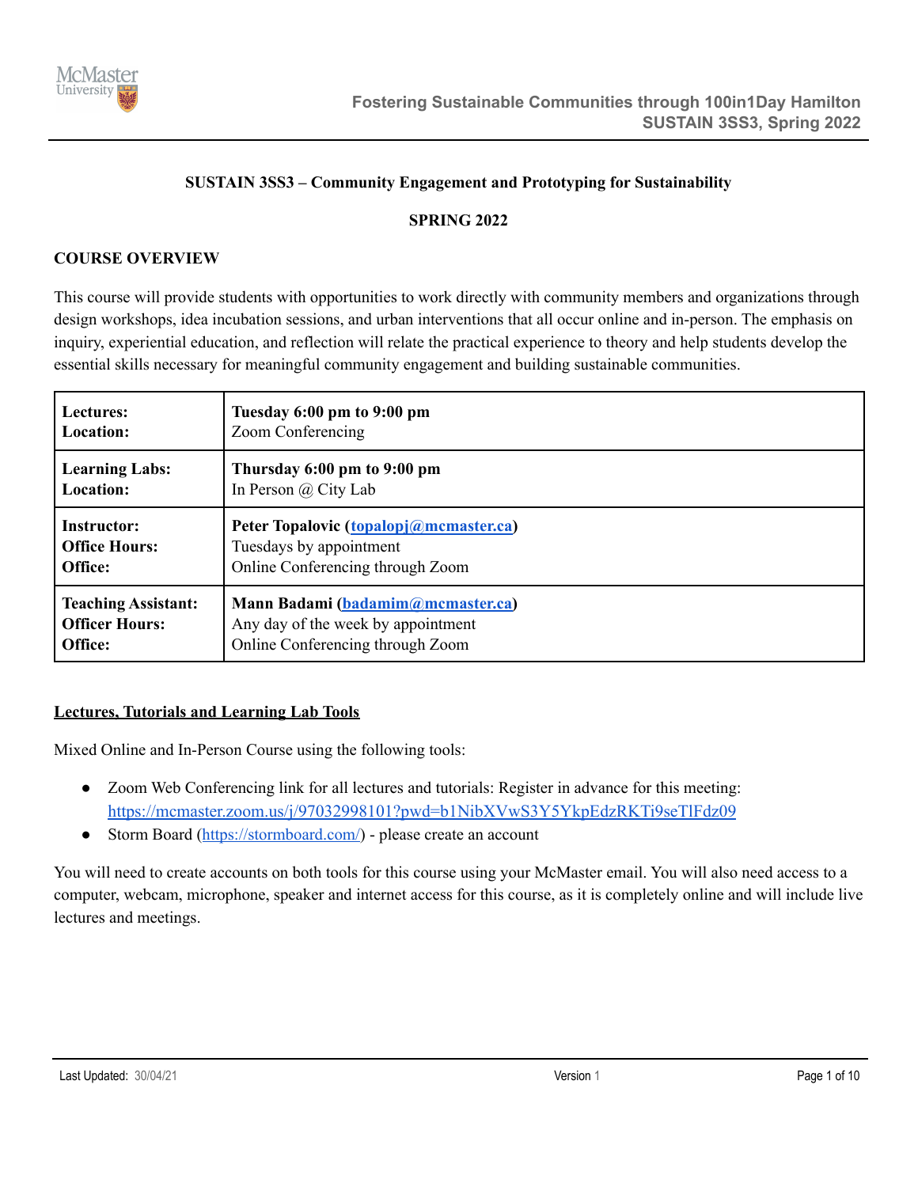**SUSTAIN 3SS3 – Community Engagement and Prototyping for Sustainability**

**SPRING 2022**

## COURSE OVERVIEW

This course will provide students with opportunities to work directly with community members and organizations through design workshops, idea incubation sessions, and urban interventions that all occur online and in-person. The emphasis on inquiry, experiential education, and reflection will relate the practical experience to theory and help students develop the essential skills necessary for meaningful community engagement and building sustainable communities.

| | |
|---|---|
| **Lectures:**<br>**Location:** | **Tuesday 6:00 pm to 9:00 pm**<br>Zoom Conferencing |
| **Learning Labs:**<br>**Location:** | **Thursday 6:00 pm to 9:00 pm**<br>In Person @ City Lab |
| **Instructor:**<br>**Office Hours:**<br>**Office:** | **Peter Topalovic (topalopj@mcmaster.ca)**<br>Tuesdays by appointment<br>Online Conferencing through Zoom |
| **Teaching Assistant:**<br>**Officer Hours:**<br>**Office:** | **Mann Badami (badamim@mcmaster.ca)**<br>Any day of the week by appointment<br>Online Conferencing through Zoom |

**Lectures, Tutorials and Learning Lab Tools**

Mixed Online and In-Person Course using the following tools:

- Zoom Web Conferencing link for all lectures and tutorials: Register in advance for this meeting: https://mcmaster.zoom.us/j/97032998101?pwd=b1NibXVwS3Y5YkpEdzRKTi9seTlFdz09
- Storm Board (https://stormboard.com/) - please create an account

You will need to create accounts on both tools for this course using your McMaster email. You will also need access to a computer, webcam, microphone, speaker and internet access for this course, as it is completely online and will include live lectures and meetings.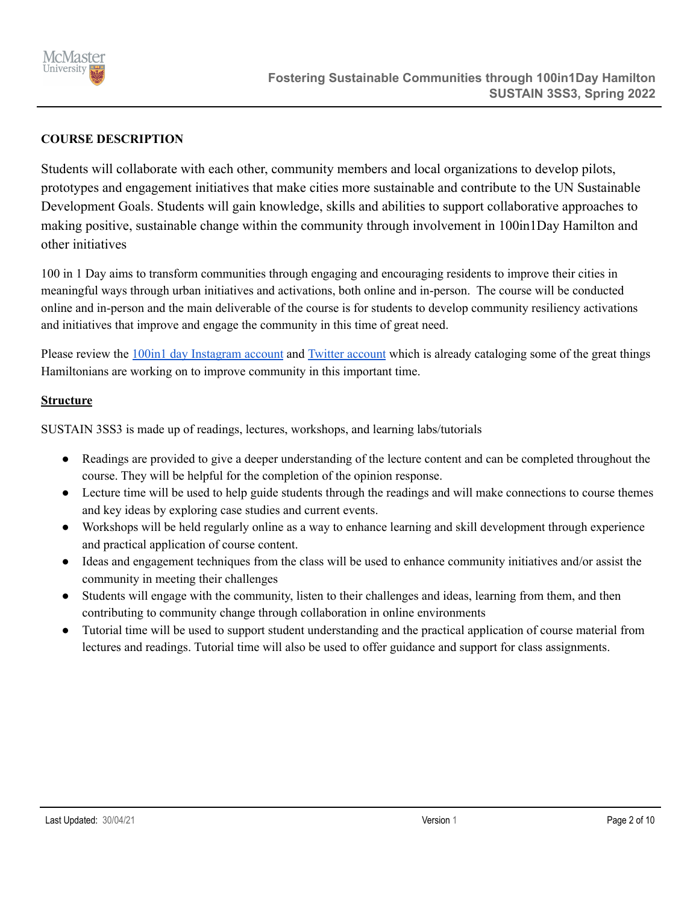## COURSE DESCRIPTION

Students will collaborate with each other, community members and local organizations to develop pilots, prototypes and engagement initiatives that make cities more sustainable and contribute to the UN Sustainable Development Goals. Students will gain knowledge, skills and abilities to support collaborative approaches to making positive, sustainable change within the community through involvement in 100in1Day Hamilton and other initiatives

100 in 1 Day aims to transform communities through engaging and encouraging residents to improve their cities in meaningful ways through urban initiatives and activations, both online and in-person. The course will be conducted online and in-person and the main deliverable of the course is for students to develop community resiliency activations and initiatives that improve and engage the community in this time of great need.

Please review the 100in1 day Instagram account and Twitter account which is already cataloging some of the great things Hamiltonians are working on to improve community in this important time.

### Structure

SUSTAIN 3SS3 is made up of readings, lectures, workshops, and learning labs/tutorials

- Readings are provided to give a deeper understanding of the lecture content and can be completed throughout the course. They will be helpful for the completion of the opinion response.
- Lecture time will be used to help guide students through the readings and will make connections to course themes and key ideas by exploring case studies and current events.
- Workshops will be held regularly online as a way to enhance learning and skill development through experience and practical application of course content.
- Ideas and engagement techniques from the class will be used to enhance community initiatives and/or assist the community in meeting their challenges
- Students will engage with the community, listen to their challenges and ideas, learning from them, and then contributing to community change through collaboration in online environments
- Tutorial time will be used to support student understanding and the practical application of course material from lectures and readings. Tutorial time will also be used to offer guidance and support for class assignments.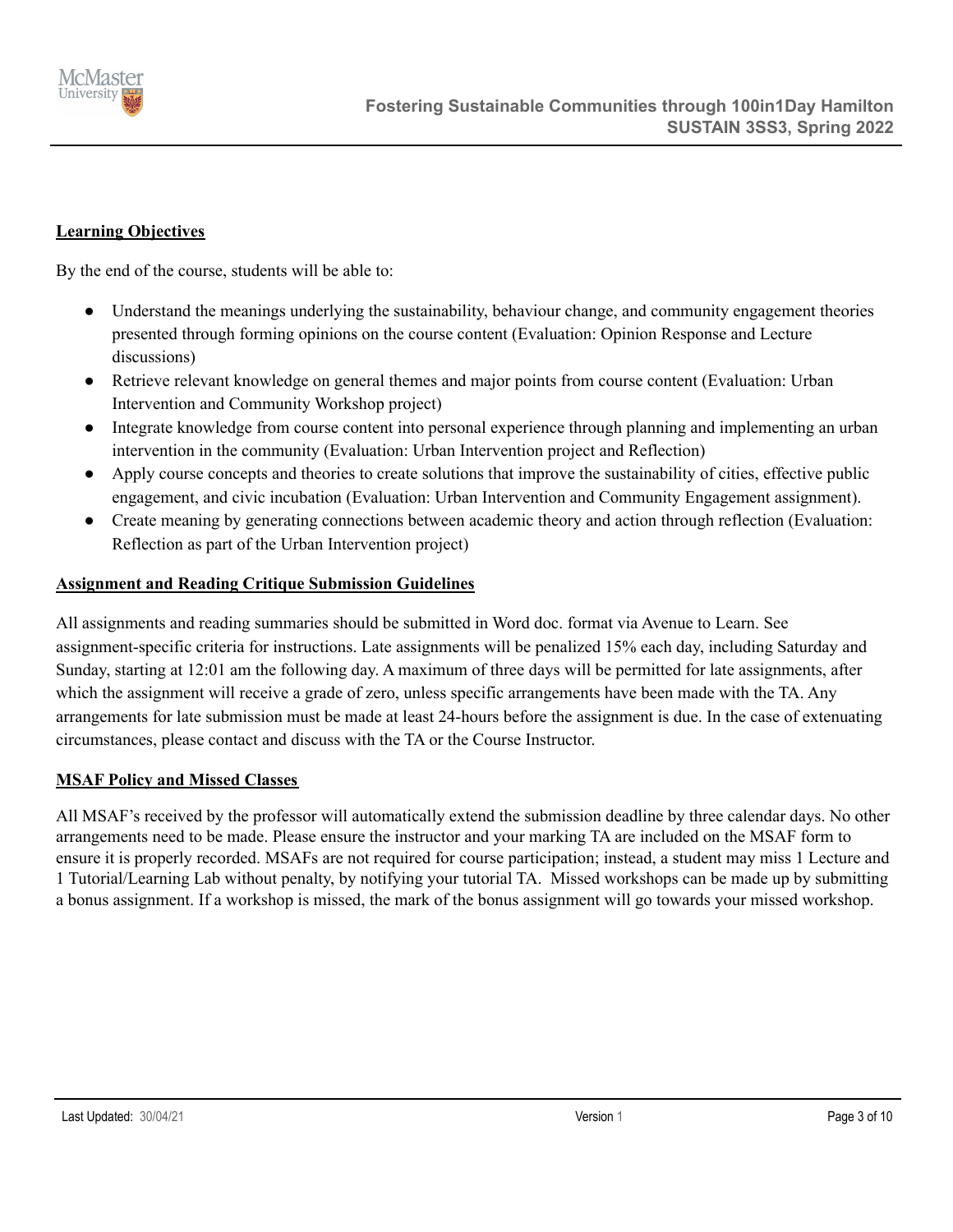## Learning Objectives

By the end of the course, students will be able to:

- Understand the meanings underlying the sustainability, behaviour change, and community engagement theories presented through forming opinions on the course content (Evaluation: Opinion Response and Lecture discussions)
- Retrieve relevant knowledge on general themes and major points from course content (Evaluation: Urban Intervention and Community Workshop project)
- Integrate knowledge from course content into personal experience through planning and implementing an urban intervention in the community (Evaluation: Urban Intervention project and Reflection)
- Apply course concepts and theories to create solutions that improve the sustainability of cities, effective public engagement, and civic incubation (Evaluation: Urban Intervention and Community Engagement assignment).
- Create meaning by generating connections between academic theory and action through reflection (Evaluation: Reflection as part of the Urban Intervention project)

## Assignment and Reading Critique Submission Guidelines

All assignments and reading summaries should be submitted in Word doc. format via Avenue to Learn. See assignment-specific criteria for instructions. Late assignments will be penalized 15% each day, including Saturday and Sunday, starting at 12:01 am the following day. A maximum of three days will be permitted for late assignments, after which the assignment will receive a grade of zero, unless specific arrangements have been made with the TA. Any arrangements for late submission must be made at least 24-hours before the assignment is due. In the case of extenuating circumstances, please contact and discuss with the TA or the Course Instructor.

## MSAF Policy and Missed Classes

All MSAF's received by the professor will automatically extend the submission deadline by three calendar days. No other arrangements need to be made. Please ensure the instructor and your marking TA are included on the MSAF form to ensure it is properly recorded. MSAFs are not required for course participation; instead, a student may miss 1 Lecture and 1 Tutorial/Learning Lab without penalty, by notifying your tutorial TA. Missed workshops can be made up by submitting a bonus assignment. If a workshop is missed, the mark of the bonus assignment will go towards your missed workshop.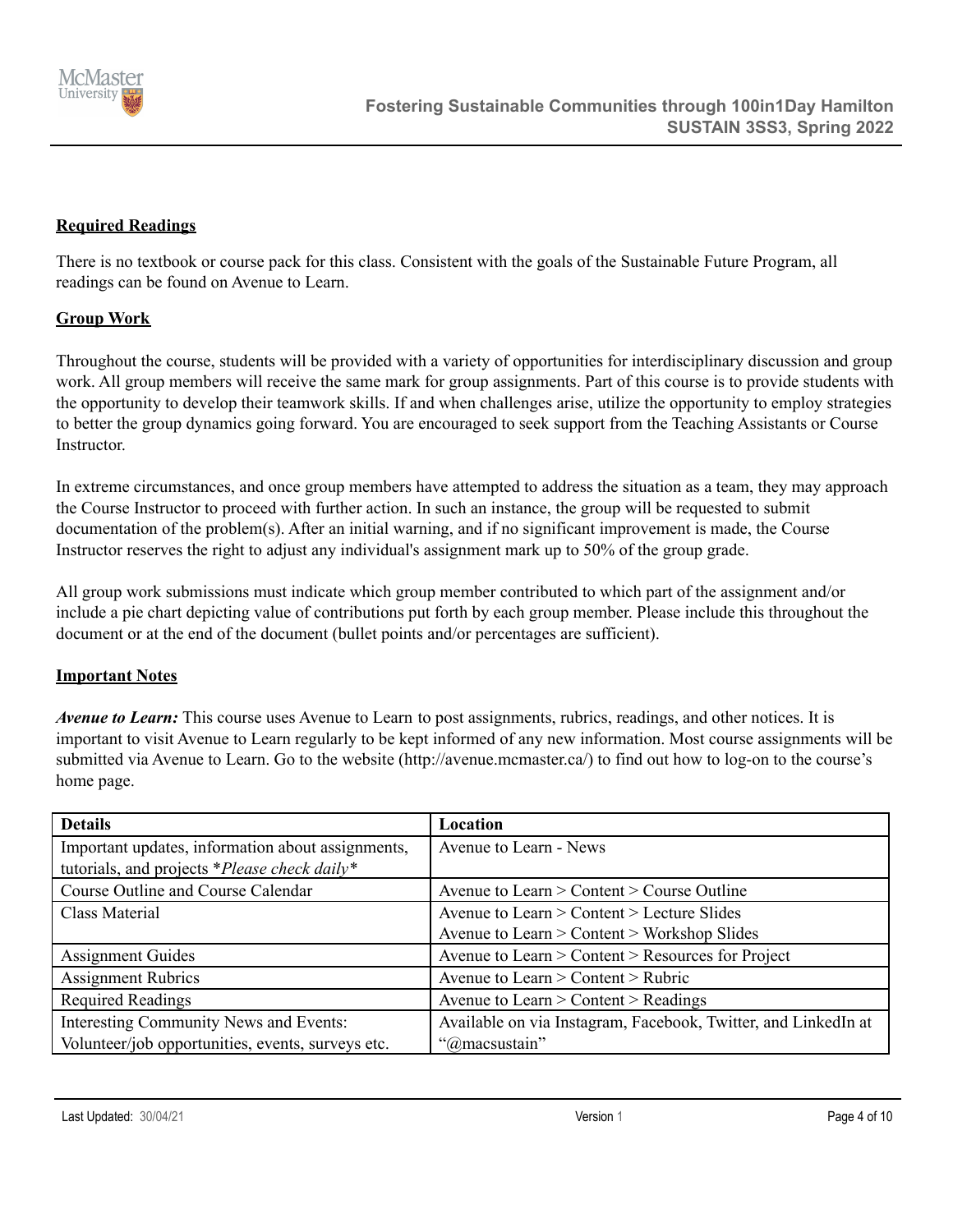## Required Readings

There is no textbook or course pack for this class. Consistent with the goals of the Sustainable Future Program, all readings can be found on Avenue to Learn.

## Group Work

Throughout the course, students will be provided with a variety of opportunities for interdisciplinary discussion and group work. All group members will receive the same mark for group assignments. Part of this course is to provide students with the opportunity to develop their teamwork skills. If and when challenges arise, utilize the opportunity to employ strategies to better the group dynamics going forward. You are encouraged to seek support from the Teaching Assistants or Course Instructor.

In extreme circumstances, and once group members have attempted to address the situation as a team, they may approach the Course Instructor to proceed with further action. In such an instance, the group will be requested to submit documentation of the problem(s). After an initial warning, and if no significant improvement is made, the Course Instructor reserves the right to adjust any individual's assignment mark up to 50% of the group grade.

All group work submissions must indicate which group member contributed to which part of the assignment and/or include a pie chart depicting value of contributions put forth by each group member. Please include this throughout the document or at the end of the document (bullet points and/or percentages are sufficient).

## Important Notes

***Avenue to Learn:*** This course uses Avenue to Learn to post assignments, rubrics, readings, and other notices. It is important to visit Avenue to Learn regularly to be kept informed of any new information. Most course assignments will be submitted via Avenue to Learn. Go to the website (http://avenue.mcmaster.ca/) to find out how to log-on to the course's home page.

| Details | Location |
|---|---|
| Important updates, information about assignments, tutorials, and projects **Please check daily** | Avenue to Learn - News |
| Course Outline and Course Calendar | Avenue to Learn > Content > Course Outline |
| Class Material | Avenue to Learn > Content > Lecture Slides<br>Avenue to Learn > Content > Workshop Slides |
| Assignment Guides | Avenue to Learn > Content > Resources for Project |
| Assignment Rubrics | Avenue to Learn > Content > Rubric |
| Required Readings | Avenue to Learn > Content > Readings |
| Interesting Community News and Events: Volunteer/job opportunities, events, surveys etc. | Available on via Instagram, Facebook, Twitter, and LinkedIn at "@macsustain" |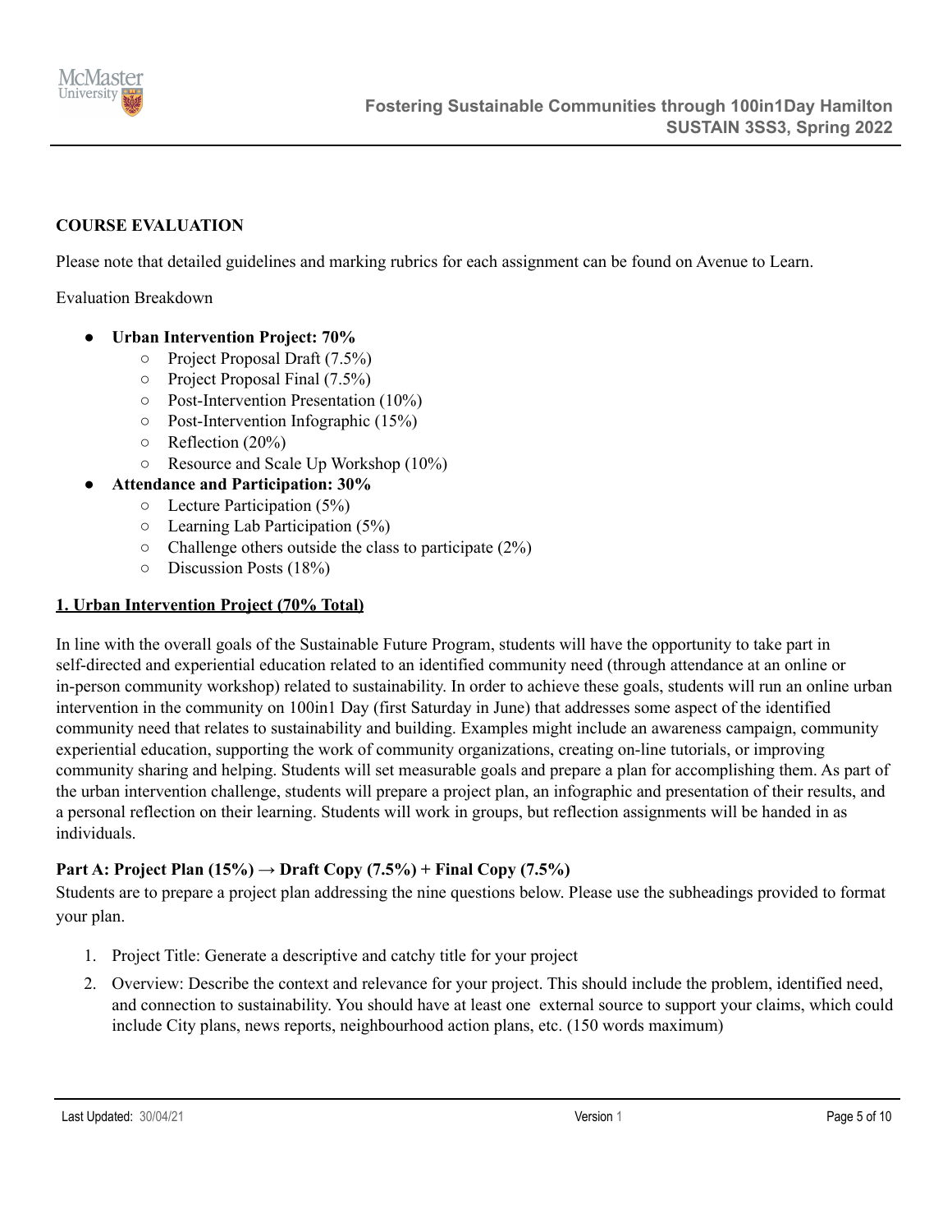**COURSE EVALUATION**

Please note that detailed guidelines and marking rubrics for each assignment can be found on Avenue to Learn.

Evaluation Breakdown

- **Urban Intervention Project: 70%**
  - Project Proposal Draft (7.5%)
  - Project Proposal Final (7.5%)
  - Post-Intervention Presentation (10%)
  - Post-Intervention Infographic (15%)
  - Reflection (20%)
  - Resource and Scale Up Workshop (10%)
- **Attendance and Participation: 30%**
  - Lecture Participation (5%)
  - Learning Lab Participation (5%)
  - Challenge others outside the class to participate (2%)
  - Discussion Posts (18%)

## 1. Urban Intervention Project (70% Total)

In line with the overall goals of the Sustainable Future Program, students will have the opportunity to take part in self-directed and experiential education related to an identified community need (through attendance at an online or in-person community workshop) related to sustainability. In order to achieve these goals, students will run an online urban intervention in the community on 100in1 Day (first Saturday in June) that addresses some aspect of the identified community need that relates to sustainability and building. Examples might include an awareness campaign, community experiential education, supporting the work of community organizations, creating on-line tutorials, or improving community sharing and helping. Students will set measurable goals and prepare a plan for accomplishing them. As part of the urban intervention challenge, students will prepare a project plan, an infographic and presentation of their results, and a personal reflection on their learning. Students will work in groups, but reflection assignments will be handed in as individuals.

### Part A: Project Plan (15%) → Draft Copy (7.5%) + Final Copy (7.5%)

Students are to prepare a project plan addressing the nine questions below. Please use the subheadings provided to format your plan.

1. Project Title: Generate a descriptive and catchy title for your project
2. Overview: Describe the context and relevance for your project. This should include the problem, identified need, and connection to sustainability. You should have at least one external source to support your claims, which could include City plans, news reports, neighbourhood action plans, etc. (150 words maximum)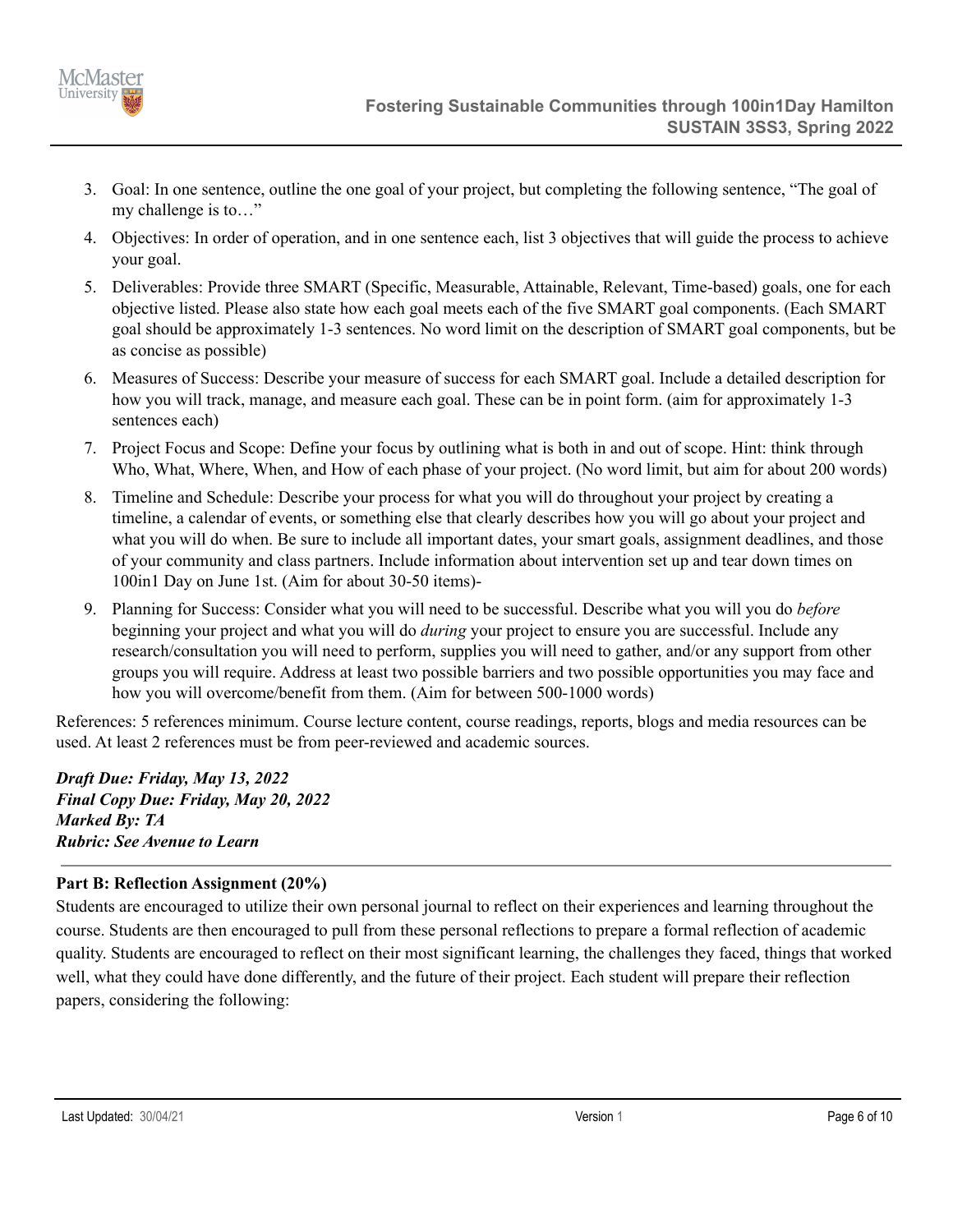3. Goal: In one sentence, outline the one goal of your project, but completing the following sentence, "The goal of my challenge is to…"
4. Objectives: In order of operation, and in one sentence each, list 3 objectives that will guide the process to achieve your goal.
5. Deliverables: Provide three SMART (Specific, Measurable, Attainable, Relevant, Time-based) goals, one for each objective listed. Please also state how each goal meets each of the five SMART goal components. (Each SMART goal should be approximately 1-3 sentences. No word limit on the description of SMART goal components, but be as concise as possible)
6. Measures of Success: Describe your measure of success for each SMART goal. Include a detailed description for how you will track, manage, and measure each goal. These can be in point form. (aim for approximately 1-3 sentences each)
7. Project Focus and Scope: Define your focus by outlining what is both in and out of scope. Hint: think through Who, What, Where, When, and How of each phase of your project. (No word limit, but aim for about 200 words)
8. Timeline and Schedule: Describe your process for what you will do throughout your project by creating a timeline, a calendar of events, or something else that clearly describes how you will go about your project and what you will do when. Be sure to include all important dates, your smart goals, assignment deadlines, and those of your community and class partners. Include information about intervention set up and tear down times on 100in1 Day on June 1st. (Aim for about 30-50 items)-
9. Planning for Success: Consider what you will need to be successful. Describe what you will you do *before* beginning your project and what you will do *during* your project to ensure you are successful. Include any research/consultation you will need to perform, supplies you will need to gather, and/or any support from other groups you will require. Address at least two possible barriers and two possible opportunities you may face and how you will overcome/benefit from them. (Aim for between 500-1000 words)

References: 5 references minimum. Course lecture content, course readings, reports, blogs and media resources can be used. At least 2 references must be from peer-reviewed and academic sources.

***Draft Due: Friday, May 13, 2022***
***Final Copy Due: Friday, May 20, 2022***
***Marked By: TA***
***Rubric: See Avenue to Learn***

---

**Part B: Reflection Assignment (20%)**

Students are encouraged to utilize their own personal journal to reflect on their experiences and learning throughout the course. Students are then encouraged to pull from these personal reflections to prepare a formal reflection of academic quality. Students are encouraged to reflect on their most significant learning, the challenges they faced, things that worked well, what they could have done differently, and the future of their project. Each student will prepare their reflection papers, considering the following: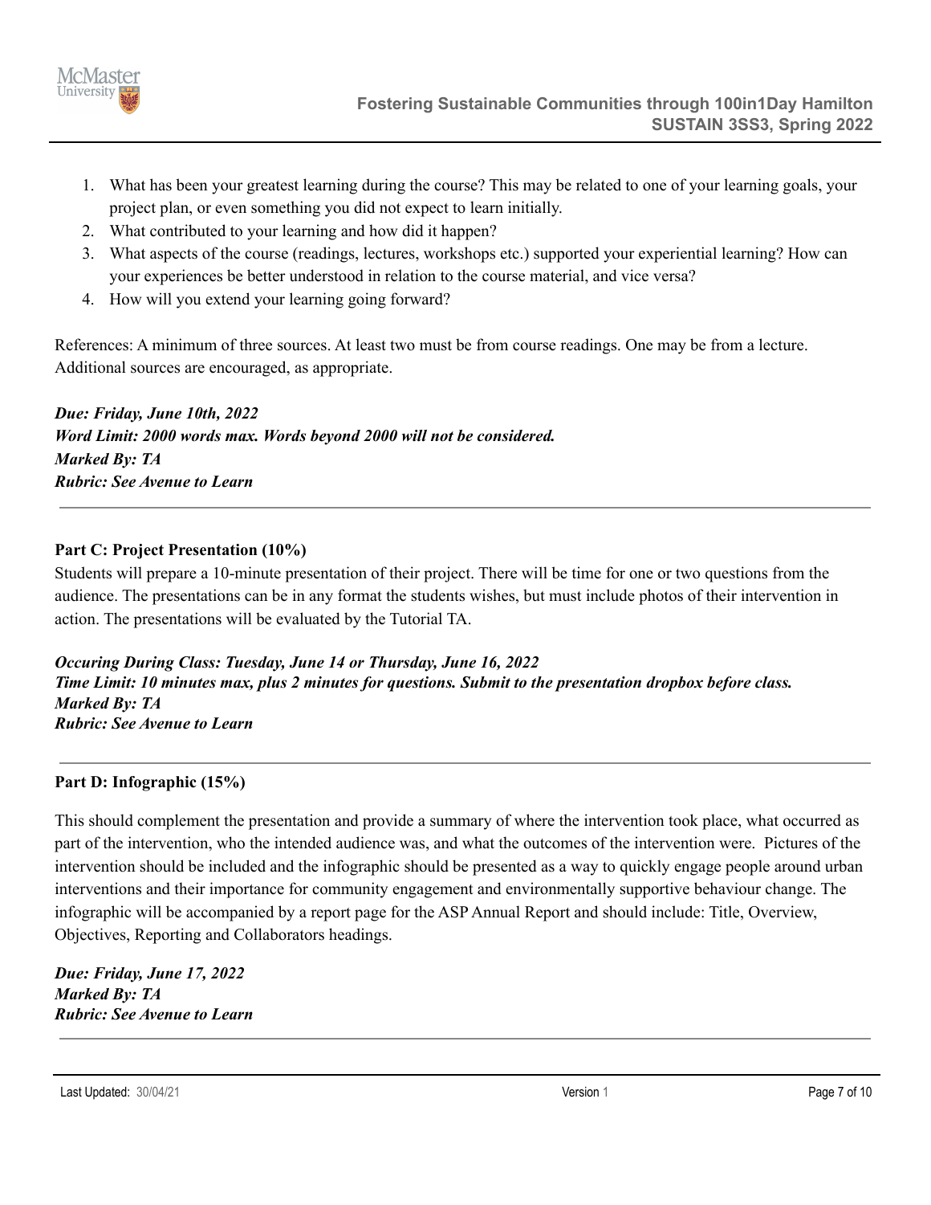1. What has been your greatest learning during the course? This may be related to one of your learning goals, your project plan, or even something you did not expect to learn initially.
2. What contributed to your learning and how did it happen?
3. What aspects of the course (readings, lectures, workshops etc.) supported your experiential learning? How can your experiences be better understood in relation to the course material, and vice versa?
4. How will you extend your learning going forward?

References: A minimum of three sources. At least two must be from course readings. One may be from a lecture. Additional sources are encouraged, as appropriate.

***Due: Friday, June 10th, 2022***
***Word Limit: 2000 words max. Words beyond 2000 will not be considered.***
***Marked By: TA***
***Rubric: See Avenue to Learn***

---

**Part C: Project Presentation (10%)**

Students will prepare a 10-minute presentation of their project. There will be time for one or two questions from the audience. The presentations can be in any format the students wishes, but must include photos of their intervention in action. The presentations will be evaluated by the Tutorial TA.

***Occuring During Class: Tuesday, June 14 or Thursday, June 16, 2022***
***Time Limit: 10 minutes max, plus 2 minutes for questions. Submit to the presentation dropbox before class.***
***Marked By: TA***
***Rubric: See Avenue to Learn***

---

**Part D: Infographic (15%)**

This should complement the presentation and provide a summary of where the intervention took place, what occurred as part of the intervention, who the intended audience was, and what the outcomes of the intervention were. Pictures of the intervention should be included and the infographic should be presented as a way to quickly engage people around urban interventions and their importance for community engagement and environmentally supportive behaviour change. The infographic will be accompanied by a report page for the ASP Annual Report and should include: Title, Overview, Objectives, Reporting and Collaborators headings.

***Due: Friday, June 17, 2022***
***Marked By: TA***
***Rubric: See Avenue to Learn***

---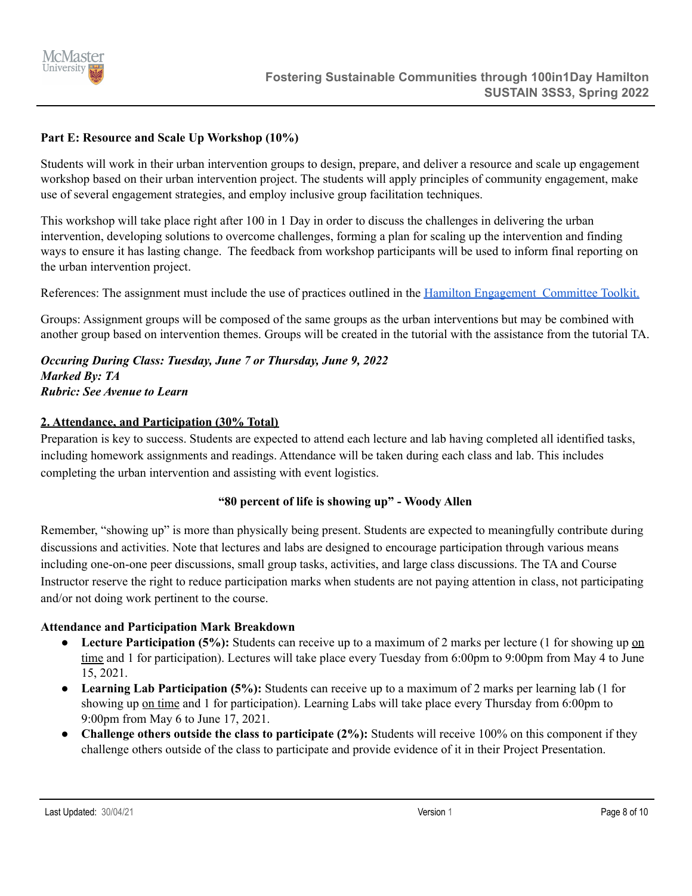**Part E: Resource and Scale Up Workshop (10%)**

Students will work in their urban intervention groups to design, prepare, and deliver a resource and scale up engagement workshop based on their urban intervention project. The students will apply principles of community engagement, make use of several engagement strategies, and employ inclusive group facilitation techniques.

This workshop will take place right after 100 in 1 Day in order to discuss the challenges in delivering the urban intervention, developing solutions to overcome challenges, forming a plan for scaling up the intervention and finding ways to ensure it has lasting change. The feedback from workshop participants will be used to inform final reporting on the urban intervention project.

References: The assignment must include the use of practices outlined in the Hamilton Engagement Committee Toolkit.

Groups: Assignment groups will be composed of the same groups as the urban interventions but may be combined with another group based on intervention themes. Groups will be created in the tutorial with the assistance from the tutorial TA.

***Occuring During Class: Tuesday, June 7 or Thursday, June 9, 2022***
***Marked By: TA***
***Rubric: See Avenue to Learn***

## 2. Attendance, and Participation (30% Total)

Preparation is key to success. Students are expected to attend each lecture and lab having completed all identified tasks, including homework assignments and readings. Attendance will be taken during each class and lab. This includes completing the urban intervention and assisting with event logistics.

**"80 percent of life is showing up" - Woody Allen**

Remember, "showing up" is more than physically being present. Students are expected to meaningfully contribute during discussions and activities. Note that lectures and labs are designed to encourage participation through various means including one-on-one peer discussions, small group tasks, activities, and large class discussions. The TA and Course Instructor reserve the right to reduce participation marks when students are not paying attention in class, not participating and/or not doing work pertinent to the course.

**Attendance and Participation Mark Breakdown**

- **Lecture Participation (5%):** Students can receive up to a maximum of 2 marks per lecture (1 for showing up on time and 1 for participation). Lectures will take place every Tuesday from 6:00pm to 9:00pm from May 4 to June 15, 2021.
- **Learning Lab Participation (5%):** Students can receive up to a maximum of 2 marks per learning lab (1 for showing up on time and 1 for participation). Learning Labs will take place every Thursday from 6:00pm to 9:00pm from May 6 to June 17, 2021.
- **Challenge others outside the class to participate (2%):** Students will receive 100% on this component if they challenge others outside of the class to participate and provide evidence of it in their Project Presentation.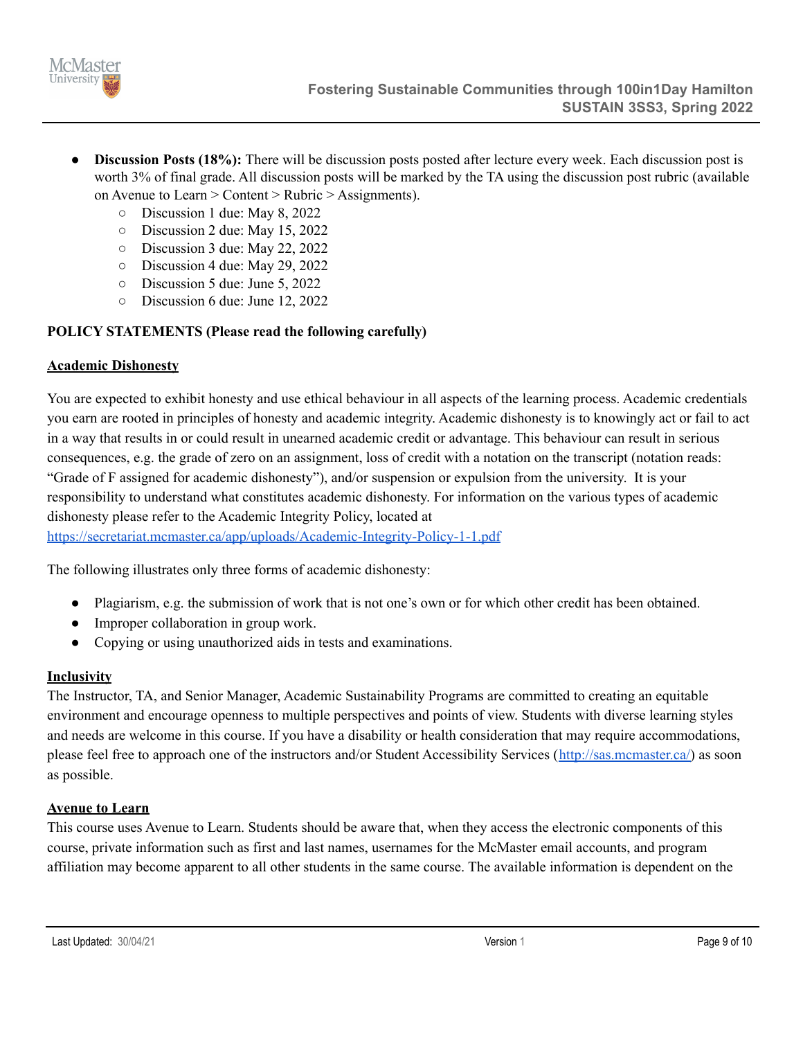- **Discussion Posts (18%):** There will be discussion posts posted after lecture every week. Each discussion post is worth 3% of final grade. All discussion posts will be marked by the TA using the discussion post rubric (available on Avenue to Learn > Content > Rubric > Assignments).
    - Discussion 1 due: May 8, 2022
    - Discussion 2 due: May 15, 2022
    - Discussion 3 due: May 22, 2022
    - Discussion 4 due: May 29, 2022
    - Discussion 5 due: June 5, 2022
    - Discussion 6 due: June 12, 2022

**POLICY STATEMENTS (Please read the following carefully)**

**Academic Dishonesty**

You are expected to exhibit honesty and use ethical behaviour in all aspects of the learning process. Academic credentials you earn are rooted in principles of honesty and academic integrity. Academic dishonesty is to knowingly act or fail to act in a way that results in or could result in unearned academic credit or advantage. This behaviour can result in serious consequences, e.g. the grade of zero on an assignment, loss of credit with a notation on the transcript (notation reads: "Grade of F assigned for academic dishonesty"), and/or suspension or expulsion from the university. It is your responsibility to understand what constitutes academic dishonesty. For information on the various types of academic dishonesty please refer to the Academic Integrity Policy, located at https://secretariat.mcmaster.ca/app/uploads/Academic-Integrity-Policy-1-1.pdf

The following illustrates only three forms of academic dishonesty:

- Plagiarism, e.g. the submission of work that is not one's own or for which other credit has been obtained.
- Improper collaboration in group work.
- Copying or using unauthorized aids in tests and examinations.

**Inclusivity**

The Instructor, TA, and Senior Manager, Academic Sustainability Programs are committed to creating an equitable environment and encourage openness to multiple perspectives and points of view. Students with diverse learning styles and needs are welcome in this course. If you have a disability or health consideration that may require accommodations, please feel free to approach one of the instructors and/or Student Accessibility Services (http://sas.mcmaster.ca/) as soon as possible.

**Avenue to Learn**

This course uses Avenue to Learn. Students should be aware that, when they access the electronic components of this course, private information such as first and last names, usernames for the McMaster email accounts, and program affiliation may become apparent to all other students in the same course. The available information is dependent on the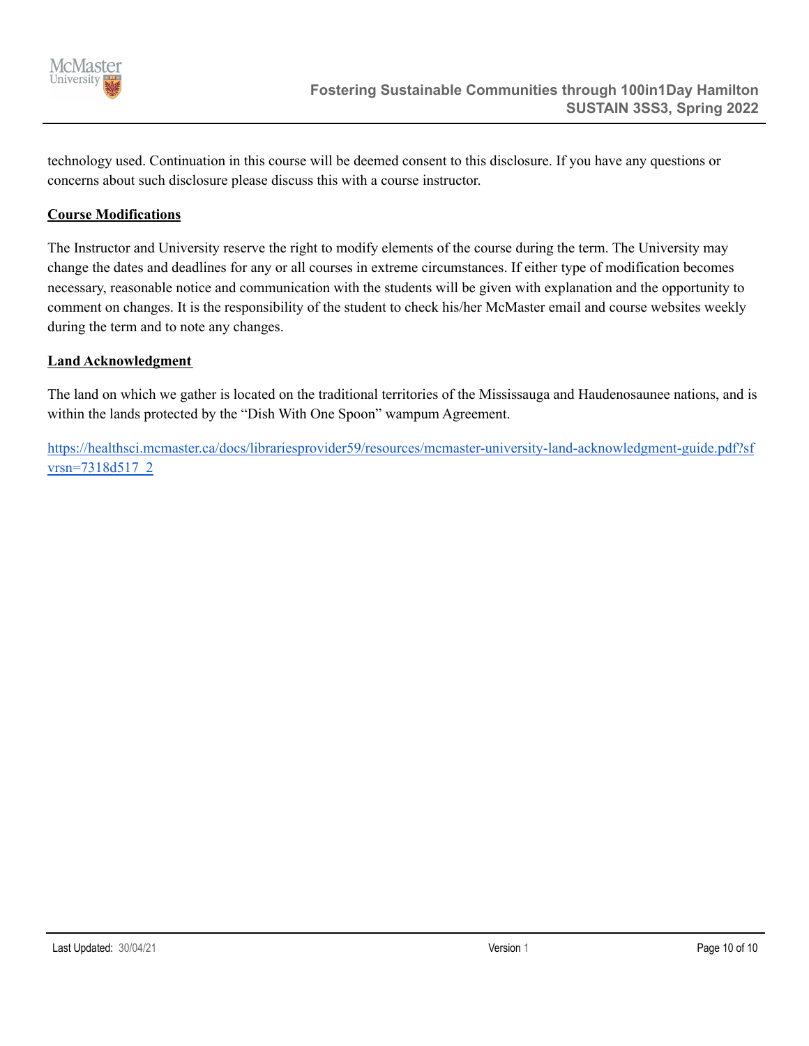technology used. Continuation in this course will be deemed consent to this disclosure. If you have any questions or concerns about such disclosure please discuss this with a course instructor.

**Course Modifications**

The Instructor and University reserve the right to modify elements of the course during the term. The University may change the dates and deadlines for any or all courses in extreme circumstances. If either type of modification becomes necessary, reasonable notice and communication with the students will be given with explanation and the opportunity to comment on changes. It is the responsibility of the student to check his/her McMaster email and course websites weekly during the term and to note any changes.

**Land Acknowledgment**

The land on which we gather is located on the traditional territories of the Mississauga and Haudenosaunee nations, and is within the lands protected by the "Dish With One Spoon" wampum Agreement.

https://healthsci.mcmaster.ca/docs/librariesprovider59/resources/mcmaster-university-land-acknowledgment-guide.pdf?sfvrsn=7318d517_2